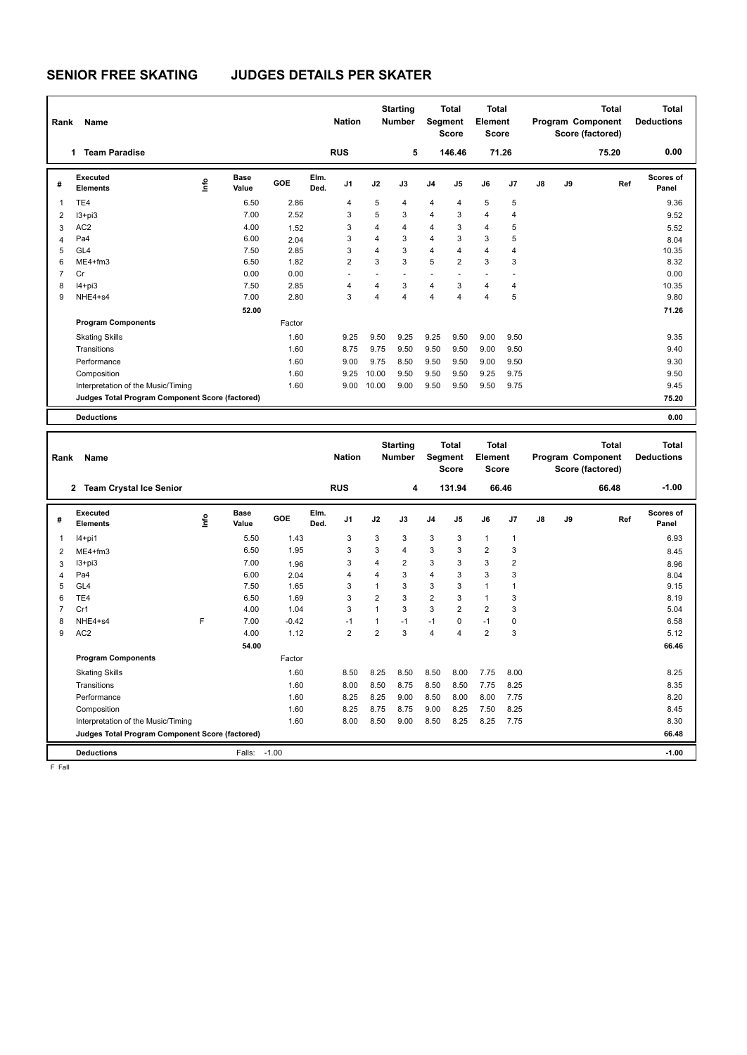# SENIOR FREE SKATING JUDGES DETAILS PER SKATER

| Rank | Name | Nation | Starting Number | Total Segment Score | Total Element Score | Total Program Component Score (factored) | Total Deductions |
|---|---|---|---|---|---|---|---|
| 1 | Team Paradise | RUS | 5 | 146.46 | 71.26 | 75.20 | 0.00 |

| # | Executed Elements | Info | Base Value | GOE | Elm. Ded. | J1 | J2 | J3 | J4 | J5 | J6 | J7 | J8 | J9 | Ref | Scores of Panel |
|---|---|---|---|---|---|---|---|---|---|---|---|---|---|---|---|---|
| 1 | TE4 | | 6.50 | 2.86 | | 4 | 5 | 4 | 4 | 4 | 5 | 5 | | | | 9.36 |
| 2 | I3+pi3 | | 7.00 | 2.52 | | 3 | 5 | 3 | 4 | 3 | 4 | 4 | | | | 9.52 |
| 3 | AC2 | | 4.00 | 1.52 | | 3 | 4 | 4 | 4 | 3 | 4 | 5 | | | | 5.52 |
| 4 | Pa4 | | 6.00 | 2.04 | | 3 | 4 | 3 | 4 | 3 | 3 | 5 | | | | 8.04 |
| 5 | GL4 | | 7.50 | 2.85 | | 3 | 4 | 3 | 4 | 4 | 4 | 4 | | | | 10.35 |
| 6 | ME4+fm3 | | 6.50 | 1.82 | | 2 | 3 | 3 | 5 | 2 | 3 | 3 | | | | 8.32 |
| 7 | Cr | | 0.00 | 0.00 | | - | - | - | - | - | - | - | | | | 0.00 |
| 8 | I4+pi3 | | 7.50 | 2.85 | | 4 | 4 | 3 | 4 | 3 | 4 | 4 | | | | 10.35 |
| 9 | NHE4+s4 | | 7.00 | 2.80 | | 3 | 4 | 4 | 4 | 4 | 4 | 5 | | | | 9.80 |
| | | | 52.00 | | | | | | | | | | | | | 71.26 |
| | **Program Components** | | | Factor | | | | | | | | | | | | |
| | Skating Skills | | | 1.60 | | 9.25 | 9.50 | 9.25 | 9.25 | 9.50 | 9.00 | 9.50 | | | | 9.35 |
| | Transitions | | | 1.60 | | 8.75 | 9.75 | 9.50 | 9.50 | 9.50 | 9.00 | 9.50 | | | | 9.40 |
| | Performance | | | 1.60 | | 9.00 | 9.75 | 8.50 | 9.50 | 9.50 | 9.00 | 9.50 | | | | 9.30 |
| | Composition | | | 1.60 | | 9.25 | 10.00 | 9.50 | 9.50 | 9.50 | 9.25 | 9.75 | | | | 9.50 |
| | Interpretation of the Music/Timing | | | 1.60 | | 9.00 | 10.00 | 9.00 | 9.50 | 9.50 | 9.50 | 9.75 | | | | 9.45 |
| | **Judges Total Program Component Score (factored)** | | | | | | | | | | | | | | | 75.20 |
| | **Deductions** | | | | | | | | | | | | | | | 0.00 |

| Rank | Name | Nation | Starting Number | Total Segment Score | Total Element Score | Total Program Component Score (factored) | Total Deductions |
|---|---|---|---|---|---|---|---|
| 2 | Team Crystal Ice Senior | RUS | 4 | 131.94 | 66.46 | 66.48 | -1.00 |

| # | Executed Elements | Info | Base Value | GOE | Elm. Ded. | J1 | J2 | J3 | J4 | J5 | J6 | J7 | J8 | J9 | Ref | Scores of Panel |
|---|---|---|---|---|---|---|---|---|---|---|---|---|---|---|---|---|
| 1 | I4+pi1 | | 5.50 | 1.43 | | 3 | 3 | 3 | 3 | 3 | 1 | 1 | | | | 6.93 |
| 2 | ME4+fm3 | | 6.50 | 1.95 | | 3 | 3 | 4 | 3 | 3 | 2 | 3 | | | | 8.45 |
| 3 | I3+pi3 | | 7.00 | 1.96 | | 3 | 4 | 2 | 3 | 3 | 3 | 2 | | | | 8.96 |
| 4 | Pa4 | | 6.00 | 2.04 | | 4 | 4 | 3 | 4 | 3 | 3 | 3 | | | | 8.04 |
| 5 | GL4 | | 7.50 | 1.65 | | 3 | 1 | 3 | 3 | 3 | 1 | 1 | | | | 9.15 |
| 6 | TE4 | | 6.50 | 1.69 | | 3 | 2 | 3 | 2 | 3 | 1 | 3 | | | | 8.19 |
| 7 | Cr1 | | 4.00 | 1.04 | | 3 | 1 | 3 | 3 | 2 | 2 | 3 | | | | 5.04 |
| 8 | NHE4+s4 | F | 7.00 | -0.42 | | -1 | 1 | -1 | -1 | 0 | -1 | 0 | | | | 6.58 |
| 9 | AC2 | | 4.00 | 1.12 | | 2 | 2 | 3 | 4 | 4 | 2 | 3 | | | | 5.12 |
| | | | 54.00 | | | | | | | | | | | | | 66.46 |
| | **Program Components** | | | Factor | | | | | | | | | | | | |
| | Skating Skills | | | 1.60 | | 8.50 | 8.25 | 8.50 | 8.50 | 8.00 | 7.75 | 8.00 | | | | 8.25 |
| | Transitions | | | 1.60 | | 8.00 | 8.50 | 8.75 | 8.50 | 8.50 | 7.75 | 8.25 | | | | 8.35 |
| | Performance | | | 1.60 | | 8.25 | 8.25 | 9.00 | 8.50 | 8.00 | 8.00 | 7.75 | | | | 8.20 |
| | Composition | | | 1.60 | | 8.25 | 8.75 | 8.75 | 9.00 | 8.25 | 7.50 | 8.25 | | | | 8.45 |
| | Interpretation of the Music/Timing | | | 1.60 | | 8.00 | 8.50 | 9.00 | 8.50 | 8.25 | 8.25 | 7.75 | | | | 8.30 |
| | **Judges Total Program Component Score (factored)** | | | | | | | | | | | | | | | 66.48 |
| | **Deductions** | | Falls: | -1.00 | | | | | | | | | | | | -1.00 |

F Fall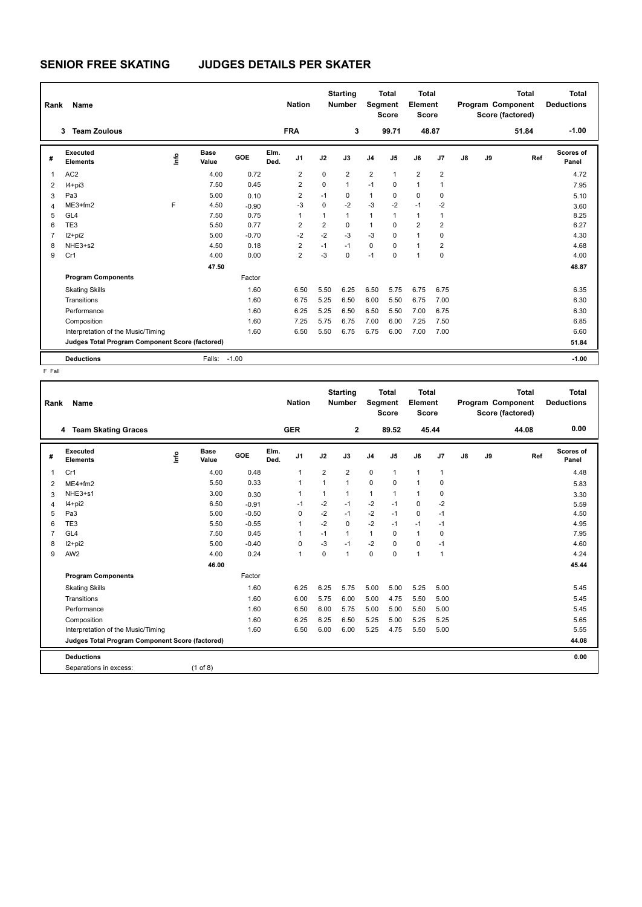# SENIOR FREE SKATING JUDGES DETAILS PER SKATER

| Rank | Name | Nation | Starting Number | Total Segment Score | Total Element Score | Total Program Component Score (factored) | Total Deductions |
|---|---|---|---|---|---|---|---|
| 3 | Team Zoulous | FRA | 3 | 99.71 | 48.87 | 51.84 | -1.00 |

| # | Executed Elements | Info | Base Value | GOE | Elm. Ded. | J1 | J2 | J3 | J4 | J5 | J6 | J7 | J8 | J9 | Ref | Scores of Panel |
|---|---|---|---|---|---|---|---|---|---|---|---|---|---|---|---|---|
| 1 | AC2 | | 4.00 | 0.72 | | 2 | 0 | 2 | 2 | 1 | 2 | 2 | | | | 4.72 |
| 2 | I4+pi3 | | 7.50 | 0.45 | | 2 | 0 | 1 | -1 | 0 | 1 | 1 | | | | 7.95 |
| 3 | Pa3 | | 5.00 | 0.10 | | 2 | -1 | 0 | 1 | 0 | 0 | 0 | | | | 5.10 |
| 4 | ME3+fm2 | F | 4.50 | -0.90 | | -3 | 0 | -2 | -3 | -2 | -1 | -2 | | | | 3.60 |
| 5 | GL4 | | 7.50 | 0.75 | | 1 | 1 | 1 | 1 | 1 | 1 | 1 | | | | 8.25 |
| 6 | TE3 | | 5.50 | 0.77 | | 2 | 2 | 0 | 1 | 0 | 2 | 2 | | | | 6.27 |
| 7 | I2+pi2 | | 5.00 | -0.70 | | -2 | -2 | -3 | -3 | 0 | 1 | 0 | | | | 4.30 |
| 8 | NHE3+s2 | | 4.50 | 0.18 | | 2 | -1 | -1 | 0 | 0 | 1 | 2 | | | | 4.68 |
| 9 | Cr1 | | 4.00 | 0.00 | | 2 | -3 | 0 | -1 | 0 | 1 | 0 | | | | 4.00 |
| | | | 47.50 | | | | | | | | | | | | | 48.87 |
| | **Program Components** | | | Factor | | | | | | | | | | | | |
| | Skating Skills | | | 1.60 | | 6.50 | 5.50 | 6.25 | 6.50 | 5.75 | 6.75 | 6.75 | | | | 6.35 |
| | Transitions | | | 1.60 | | 6.75 | 5.25 | 6.50 | 6.00 | 5.50 | 6.75 | 7.00 | | | | 6.30 |
| | Performance | | | 1.60 | | 6.25 | 5.25 | 6.50 | 6.50 | 5.50 | 7.00 | 6.75 | | | | 6.30 |
| | Composition | | | 1.60 | | 7.25 | 5.75 | 6.75 | 7.00 | 6.00 | 7.25 | 7.50 | | | | 6.85 |
| | Interpretation of the Music/Timing | | | 1.60 | | 6.50 | 5.50 | 6.75 | 6.75 | 6.00 | 7.00 | 7.00 | | | | 6.60 |
| | **Judges Total Program Component Score (factored)** | | | | | | | | | | | | | | | 51.84 |
| | **Deductions** | | Falls: | -1.00 | | | | | | | | | | | | -1.00 |

F Fall

| Rank | Name | Nation | Starting Number | Total Segment Score | Total Element Score | Total Program Component Score (factored) | Total Deductions |
|---|---|---|---|---|---|---|---|
| 4 | Team Skating Graces | GER | 2 | 89.52 | 45.44 | 44.08 | 0.00 |

| # | Executed Elements | Info | Base Value | GOE | Elm. Ded. | J1 | J2 | J3 | J4 | J5 | J6 | J7 | J8 | J9 | Ref | Scores of Panel |
|---|---|---|---|---|---|---|---|---|---|---|---|---|---|---|---|---|
| 1 | Cr1 | | 4.00 | 0.48 | | 1 | 2 | 2 | 0 | 1 | 1 | 1 | | | | 4.48 |
| 2 | ME4+fm2 | | 5.50 | 0.33 | | 1 | 1 | 1 | 0 | 0 | 1 | 0 | | | | 5.83 |
| 3 | NHE3+s1 | | 3.00 | 0.30 | | 1 | 1 | 1 | 1 | 1 | 1 | 0 | | | | 3.30 |
| 4 | I4+pi2 | | 6.50 | -0.91 | | -1 | -2 | -1 | -2 | -1 | 0 | -2 | | | | 5.59 |
| 5 | Pa3 | | 5.00 | -0.50 | | 0 | -2 | -1 | -2 | -1 | 0 | -1 | | | | 4.50 |
| 6 | TE3 | | 5.50 | -0.55 | | 1 | -2 | 0 | -2 | -1 | -1 | -1 | | | | 4.95 |
| 7 | GL4 | | 7.50 | 0.45 | | 1 | -1 | 1 | 1 | 0 | 1 | 0 | | | | 7.95 |
| 8 | I2+pi2 | | 5.00 | -0.40 | | 0 | -3 | -1 | -2 | 0 | 0 | -1 | | | | 4.60 |
| 9 | AW2 | | 4.00 | 0.24 | | 1 | 0 | 1 | 0 | 0 | 1 | 1 | | | | 4.24 |
| | | | 46.00 | | | | | | | | | | | | | 45.44 |
| | **Program Components** | | | Factor | | | | | | | | | | | | |
| | Skating Skills | | | 1.60 | | 6.25 | 6.25 | 5.75 | 5.00 | 5.00 | 5.25 | 5.00 | | | | 5.45 |
| | Transitions | | | 1.60 | | 6.00 | 5.75 | 6.00 | 5.00 | 4.75 | 5.50 | 5.00 | | | | 5.45 |
| | Performance | | | 1.60 | | 6.50 | 6.00 | 5.75 | 5.00 | 5.00 | 5.50 | 5.00 | | | | 5.45 |
| | Composition | | | 1.60 | | 6.25 | 6.25 | 6.50 | 5.25 | 5.00 | 5.25 | 5.25 | | | | 5.65 |
| | Interpretation of the Music/Timing | | | 1.60 | | 6.50 | 6.00 | 6.00 | 5.25 | 4.75 | 5.50 | 5.00 | | | | 5.55 |
| | **Judges Total Program Component Score (factored)** | | | | | | | | | | | | | | | 44.08 |
| | **Deductions** | | | | | | | | | | | | | | | 0.00 |
| | Separations in excess: | | (1 of 8) | | | | | | | | | | | | | |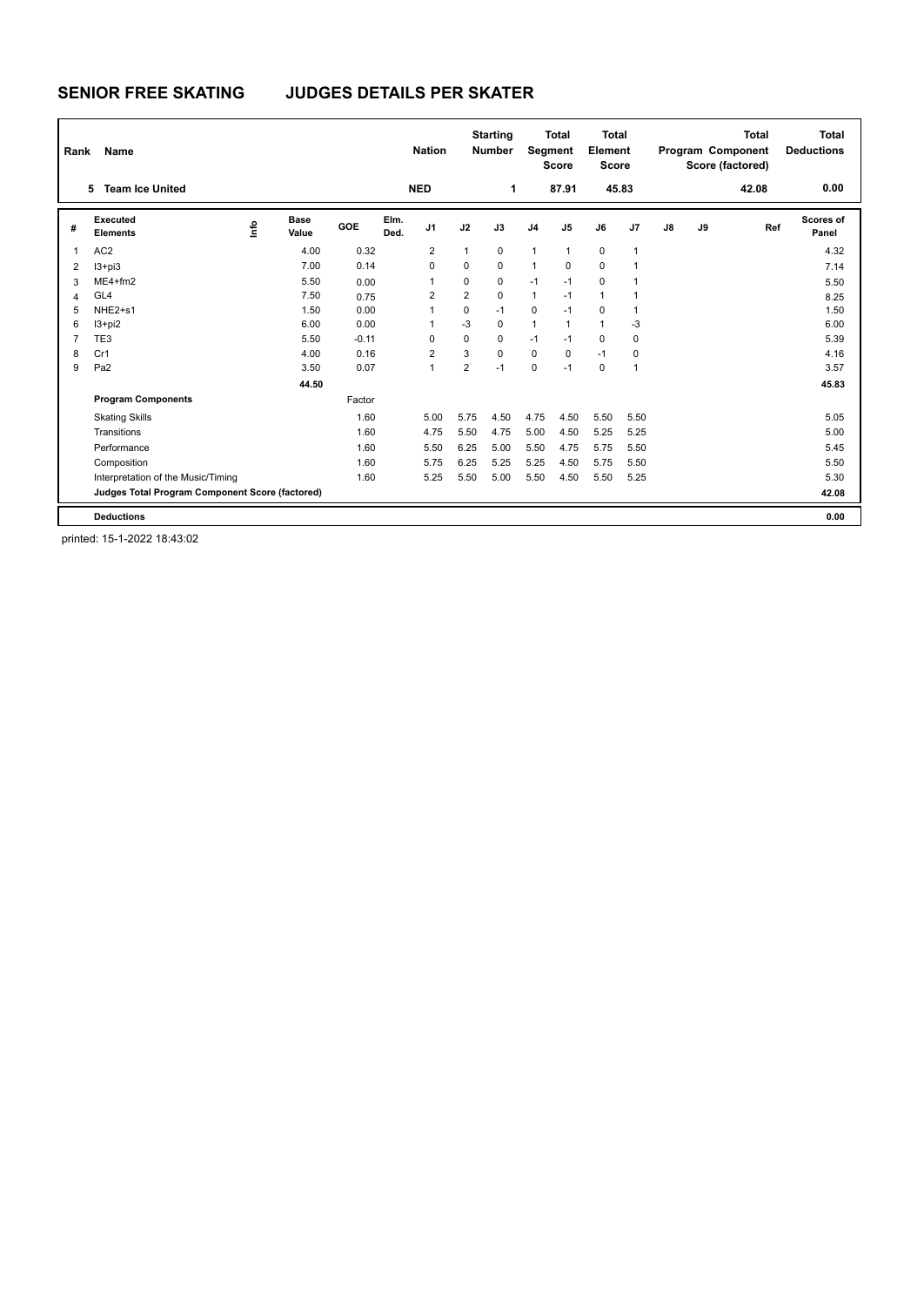# SENIOR FREE SKATING JUDGES DETAILS PER SKATER

| Rank | Name | Nation | Starting Number | Total Segment Score | Total Element Score | Total Program Component Score (factored) | Total Deductions |
|---|---|---|---|---|---|---|---|
| 5 | Team Ice United | NED | 1 | 87.91 | 45.83 | 42.08 | 0.00 |

| # | Executed Elements | Info | Base Value | GOE | Elm. Ded. | J1 | J2 | J3 | J4 | J5 | J6 | J7 | J8 | J9 | Ref | Scores of Panel |
|---|---|---|---|---|---|---|---|---|---|---|---|---|---|---|---|---|
| 1 | AC2 | | 4.00 | 0.32 | | 2 | 1 | 0 | 1 | 1 | 0 | 1 | | | | 4.32 |
| 2 | I3+pi3 | | 7.00 | 0.14 | | 0 | 0 | 0 | 1 | 0 | 0 | 1 | | | | 7.14 |
| 3 | ME4+fm2 | | 5.50 | 0.00 | | 1 | 0 | 0 | -1 | -1 | 0 | 1 | | | | 5.50 |
| 4 | GL4 | | 7.50 | 0.75 | | 2 | 2 | 0 | 1 | -1 | 1 | 1 | | | | 8.25 |
| 5 | NHE2+s1 | | 1.50 | 0.00 | | 1 | 0 | -1 | 0 | -1 | 0 | 1 | | | | 1.50 |
| 6 | I3+pi2 | | 6.00 | 0.00 | | 1 | -3 | 0 | 1 | 1 | 1 | -3 | | | | 6.00 |
| 7 | TE3 | | 5.50 | -0.11 | | 0 | 0 | 0 | -1 | -1 | 0 | 0 | | | | 5.39 |
| 8 | Cr1 | | 4.00 | 0.16 | | 2 | 3 | 0 | 0 | 0 | -1 | 0 | | | | 4.16 |
| 9 | Pa2 | | 3.50 | 0.07 | | 1 | 2 | -1 | 0 | -1 | 0 | 1 | | | | 3.57 |
| | | | 44.50 | | | | | | | | | | | | | 45.83 |
| | **Program Components** | | | Factor | | | | | | | | | | | | |
| | Skating Skills | | | 1.60 | | 5.00 | 5.75 | 4.50 | 4.75 | 4.50 | 5.50 | 5.50 | | | | 5.05 |
| | Transitions | | | 1.60 | | 4.75 | 5.50 | 4.75 | 5.00 | 4.50 | 5.25 | 5.25 | | | | 5.00 |
| | Performance | | | 1.60 | | 5.50 | 6.25 | 5.00 | 5.50 | 4.75 | 5.75 | 5.50 | | | | 5.45 |
| | Composition | | | 1.60 | | 5.75 | 6.25 | 5.25 | 5.25 | 4.50 | 5.75 | 5.50 | | | | 5.50 |
| | Interpretation of the Music/Timing | | | 1.60 | | 5.25 | 5.50 | 5.00 | 5.50 | 4.50 | 5.50 | 5.25 | | | | 5.30 |
| | **Judges Total Program Component Score (factored)** | | | | | | | | | | | | | | | 42.08 |
| | **Deductions** | | | | | | | | | | | | | | | 0.00 |

printed: 15-1-2022 18:43:02